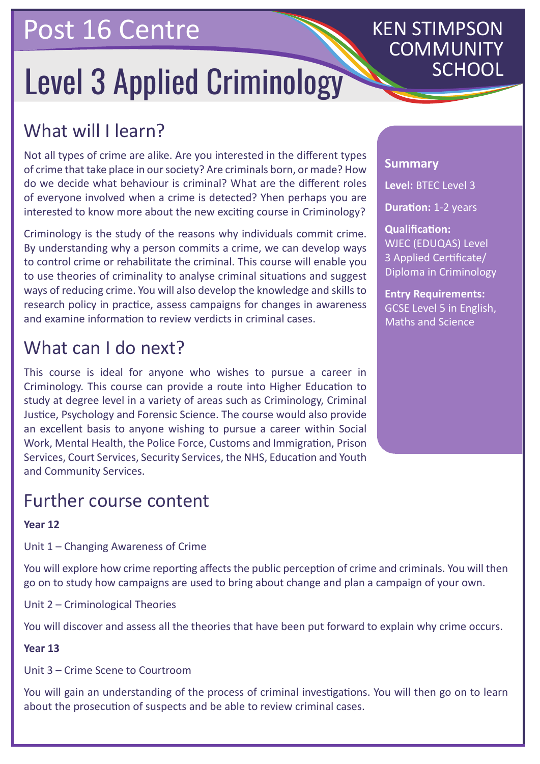Post 16 Centre

KEN STIMPSON COMMUNITY SCHOOL

# Level 3 Applied Criminology

## What will I learn?

Not all types of crime are alike. Are you interested in the different types of crime that take place in our society? Are criminals born, or made? How do we decide what behaviour is criminal? What are the different roles of everyone involved when a crime is detected? Yhen perhaps you are interested to know more about the new exciting course in Criminology?

Criminology is the study of the reasons why individuals commit crime. By understanding why a person commits a crime, we can develop ways to control crime or rehabilitate the criminal. This course will enable you to use theories of criminality to analyse criminal situations and suggest ways of reducing crime. You will also develop the knowledge and skills to research policy in practice, assess campaigns for changes in awareness and examine information to review verdicts in criminal cases.

## What can I do next?

This course is ideal for anyone who wishes to pursue a career in Criminology. This course can provide a route into Higher Education to study at degree level in a variety of areas such as Criminology, Criminal Justice, Psychology and Forensic Science. The course would also provide an excellent basis to anyone wishing to pursue a career within Social Work, Mental Health, the Police Force, Customs and Immigration, Prison Services, Court Services, Security Services, the NHS, Education and Youth and Community Services.

### Summary

**Level:** BTEC Level 3

**Duration:** 1-2 years

**Qualification:** WJEC (EDUQAS) Level 3 Applied Certificate/ Diploma in Criminology

**Entry Requirements:** GCSE Level 5 in English, Maths and Science

## Further course content

**Year 12**

Unit 1 – Changing Awareness of Crime

You will explore how crime reporting affects the public perception of crime and criminals. You will then go on to study how campaigns are used to bring about change and plan a campaign of your own.

Unit 2 – Criminological Theories

You will discover and assess all the theories that have been put forward to explain why crime occurs.

**Year 13**

Unit 3 – Crime Scene to Courtroom

You will gain an understanding of the process of criminal investigations. You will then go on to learn about the prosecution of suspects and be able to review criminal cases.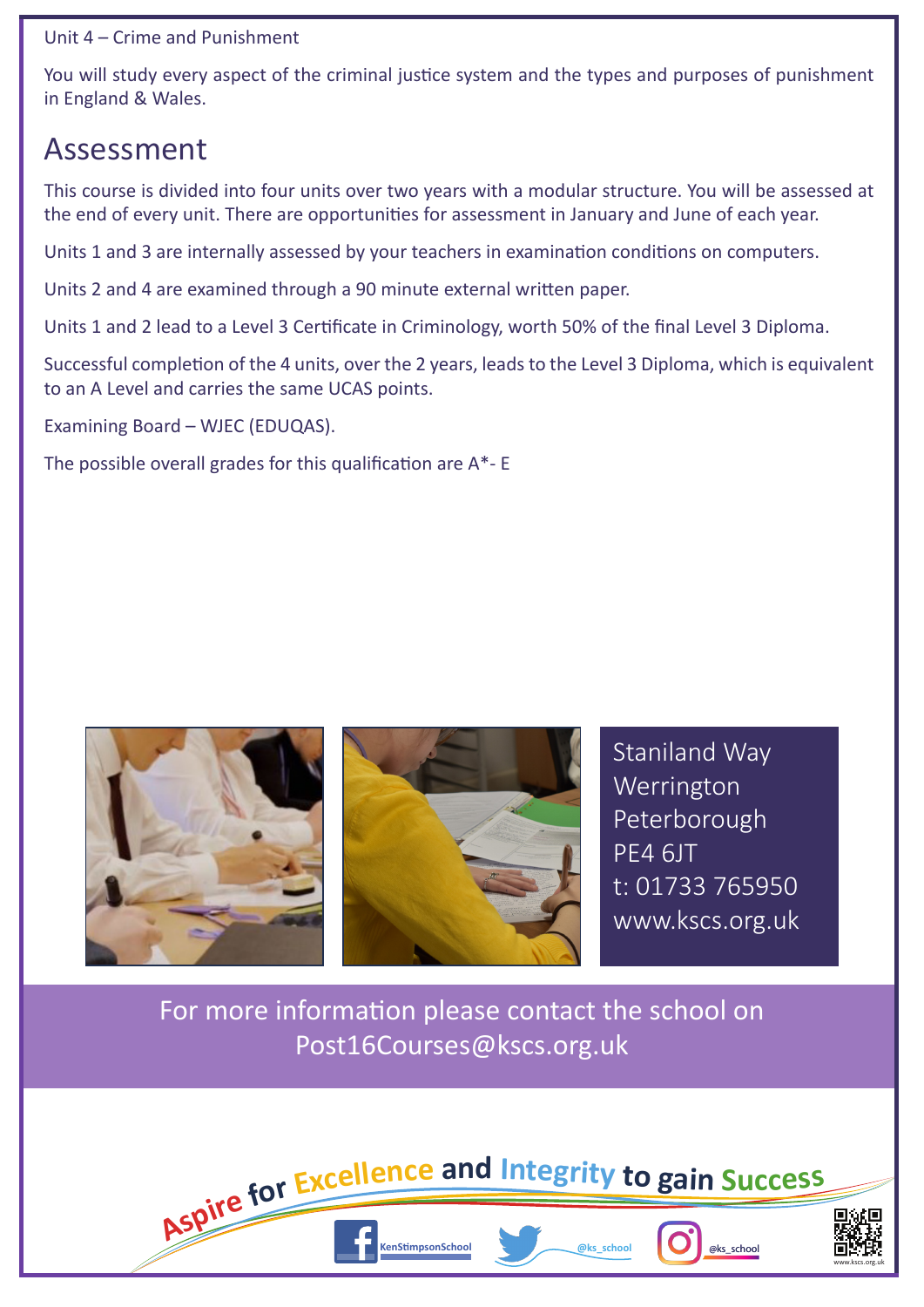Unit 4 – Crime and Punishment

You will study every aspect of the criminal justice system and the types and purposes of punishment in England & Wales.

## Assessment

This course is divided into four units over two years with a modular structure. You will be assessed at the end of every unit. There are opportunities for assessment in January and June of each year.

Units 1 and 3 are internally assessed by your teachers in examination conditions on computers.

Units 2 and 4 are examined through a 90 minute external written paper.

Units 1 and 2 lead to a Level 3 Certificate in Criminology, worth 50% of the final Level 3 Diploma.

Successful completion of the 4 units, over the 2 years, leads to the Level 3 Diploma, which is equivalent to an A Level and carries the same UCAS points.

Examining Board – WJEC (EDUQAS).

The possible overall grades for this qualification are A*- E

Staniland Way
Werrington
Peterborough
PE4 6JT
t: 01733 765950
www.kscs.org.uk

For more information please contact the school on
Post16Courses@kscs.org.uk

Aspire for Excellence and Integrity to gain Success

KenStimpsonSchool @ks_school @ks_school

www.kscs.org.uk